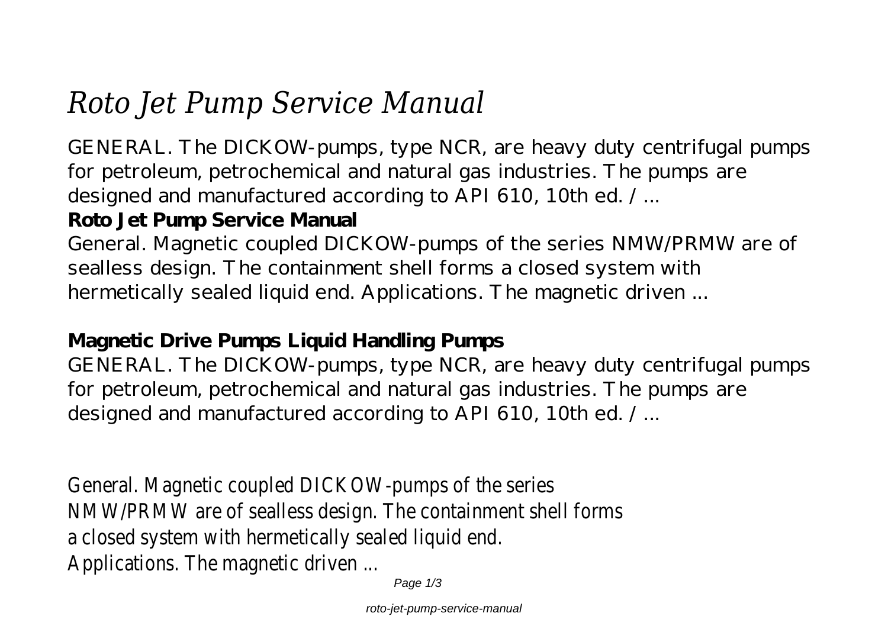# *Roto Jet Pump Service Manual*

GENERAL. The DICKOW-pumps, type NCR, are heavy duty centrifugal pumps for petroleum, petrochemical and natural gas industries. The pumps are designed and manufactured according to API 610, 10th ed. / ...

**Roto Jet Pump Service Manual**

General. Magnetic coupled DICKOW-pumps of the series NMW/PRMW are of sealless design. The containment shell forms a closed system with hermetically sealed liquid end. Applications. The magnetic driven ...

**Magnetic Drive Pumps Liquid Handling Pumps**

GENERAL. The DICKOW-pumps, type NCR, are heavy duty centrifugal pumps for petroleum, petrochemical and natural gas industries. The pumps are designed and manufactured according to API 610, 10th ed. / ...

General. Magnetic coupled DICKOW-pumps of the series NMW/PRMW are of sealless design. The containment shell forms a closed system with hermetically sealed liquid end. Applications. The magnetic driven ...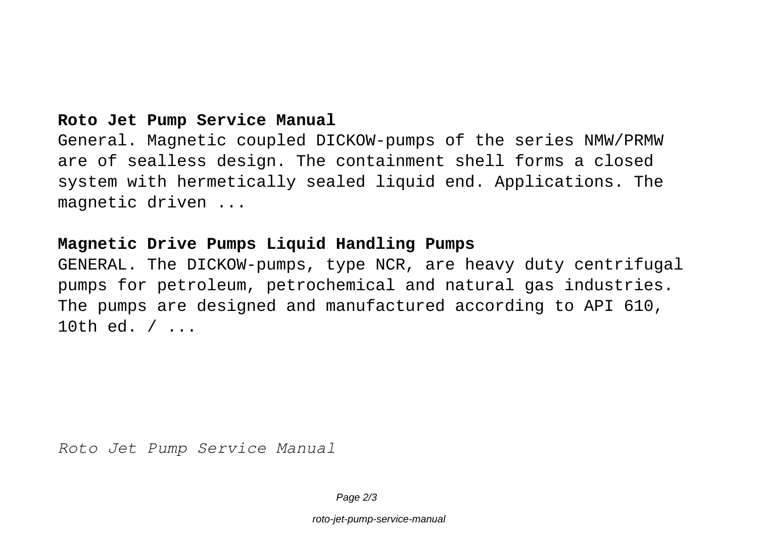**Roto Jet Pump Service Manual**

General. Magnetic coupled DICKOW-pumps of the series NMW/PRMW are of sealless design. The containment shell forms a closed system with hermetically sealed liquid end. Applications. The magnetic driven ...

**Magnetic Drive Pumps Liquid Handling Pumps**

GENERAL. The DICKOW-pumps, type NCR, are heavy duty centrifugal pumps for petroleum, petrochemical and natural gas industries. The pumps are designed and manufactured according to API 610, 10th ed. / ...

*Roto Jet Pump Service Manual*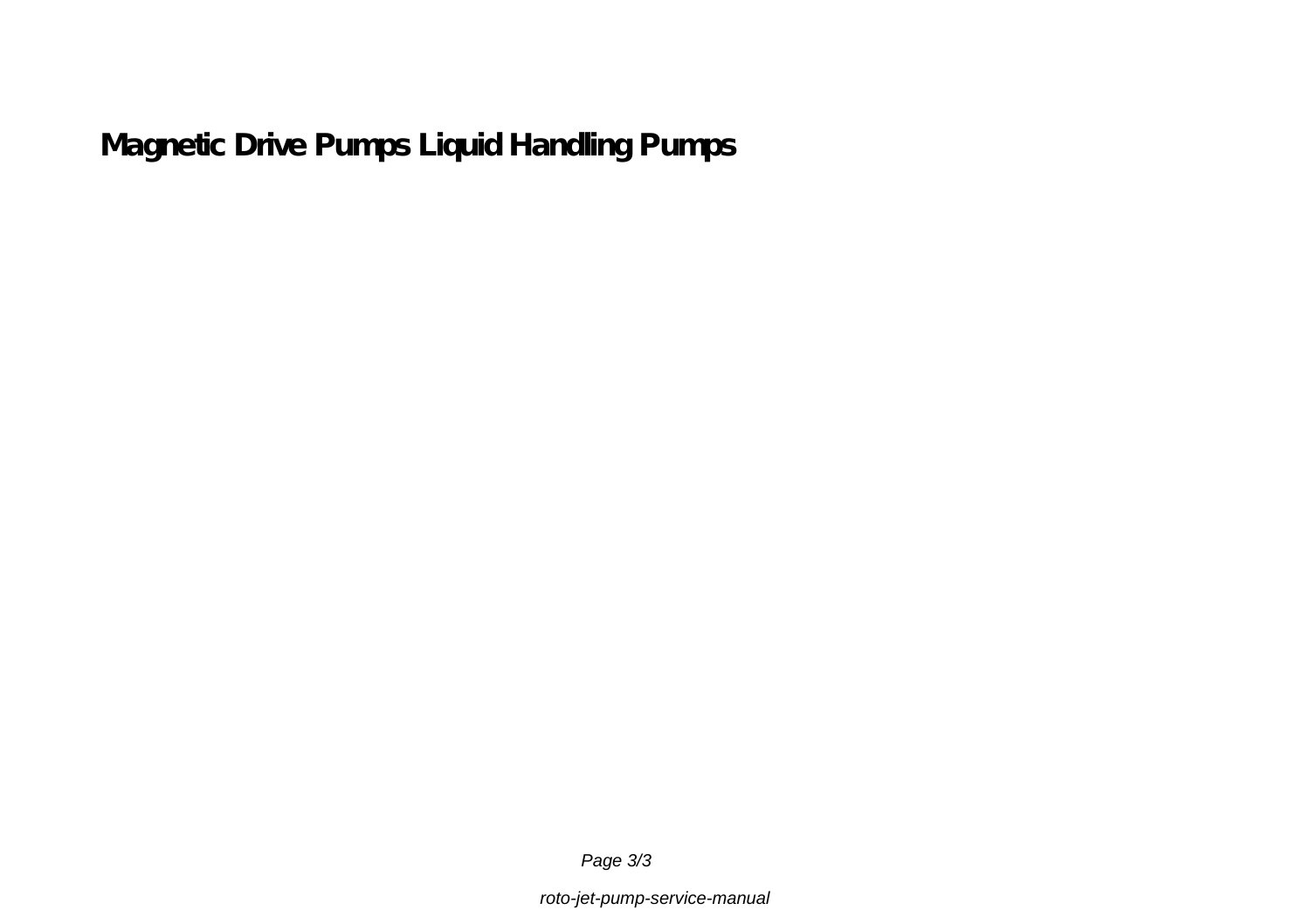**Magnetic Drive Pumps Liquid Handling Pumps**